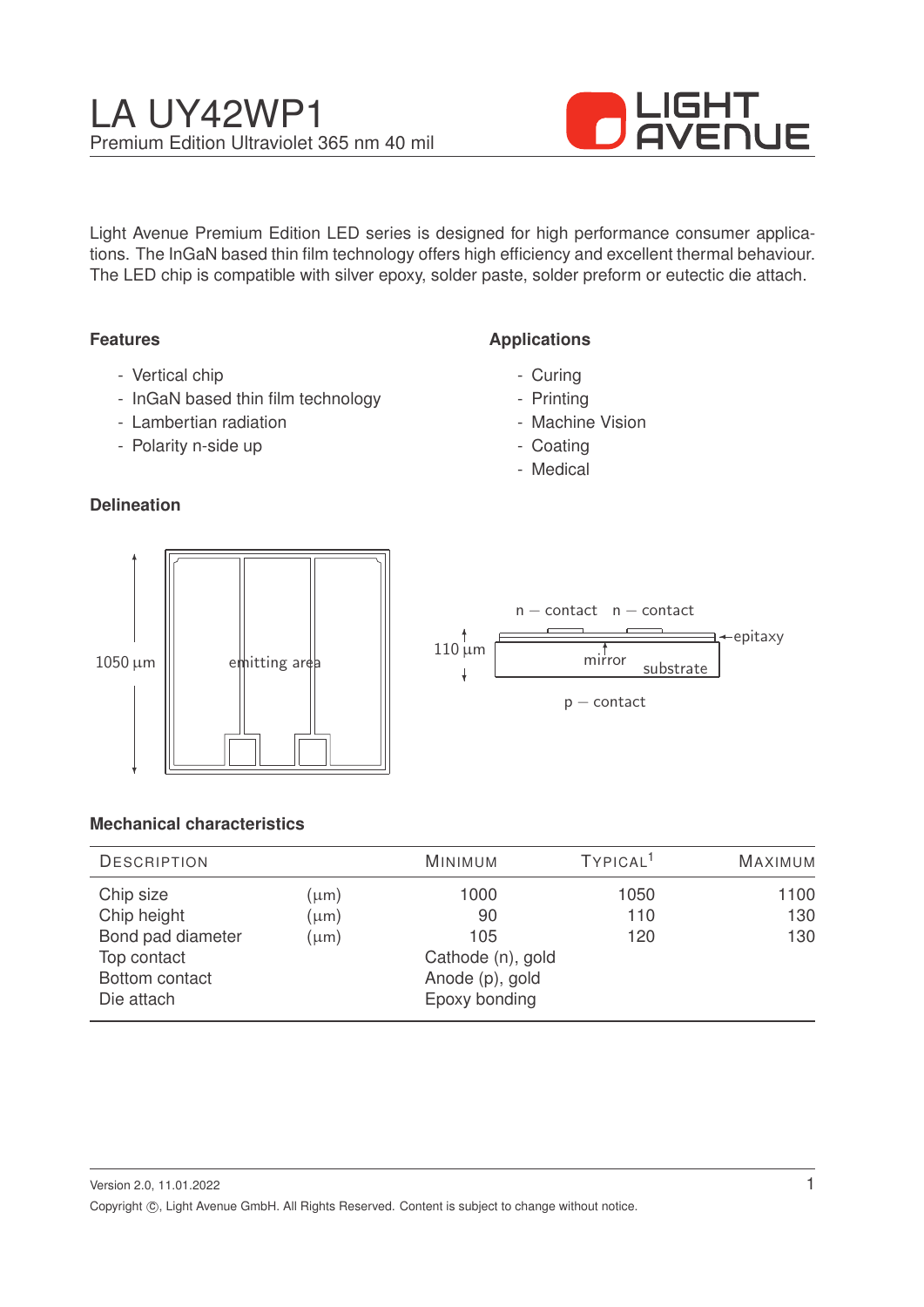# LA UY42WP1

Premium Edition Ultraviolet 365 nm 40 mil

Light Avenue Premium Edition LED series is designed for high performance consumer applications. The InGaN based thin film technology offers high efficiency and excellent thermal behaviour. The LED chip is compatible with silver epoxy, solder paste, solder preform or eutectic die attach.

### Features

- Vertical chip
- InGaN based thin film technology
- Lambertian radiation
- Polarity n-side up

### Applications

- Curing
- Printing
- Machine Vision
- Coating
- Medical

### Delineation

1050 µm — emitting area

110 µm — n – contact, n – contact, epitaxy, mirror, substrate, p – contact

### Mechanical characteristics

| Description | | Minimum | Typical[1] | Maximum |
|---|---|---|---|---|
| Chip size | (µm) | 1000 | 1050 | 1100 |
| Chip height | (µm) | 90 | 110 | 130 |
| Bond pad diameter | (µm) | 105 | 120 | 130 |
| Top contact | | Cathode (n), gold | | |
| Bottom contact | | Anode (p), gold | | |
| Die attach | | Epoxy bonding | | |

Version 2.0, 11.01.2022

Copyright ©, Light Avenue GmbH. All Rights Reserved. Content is subject to change without notice.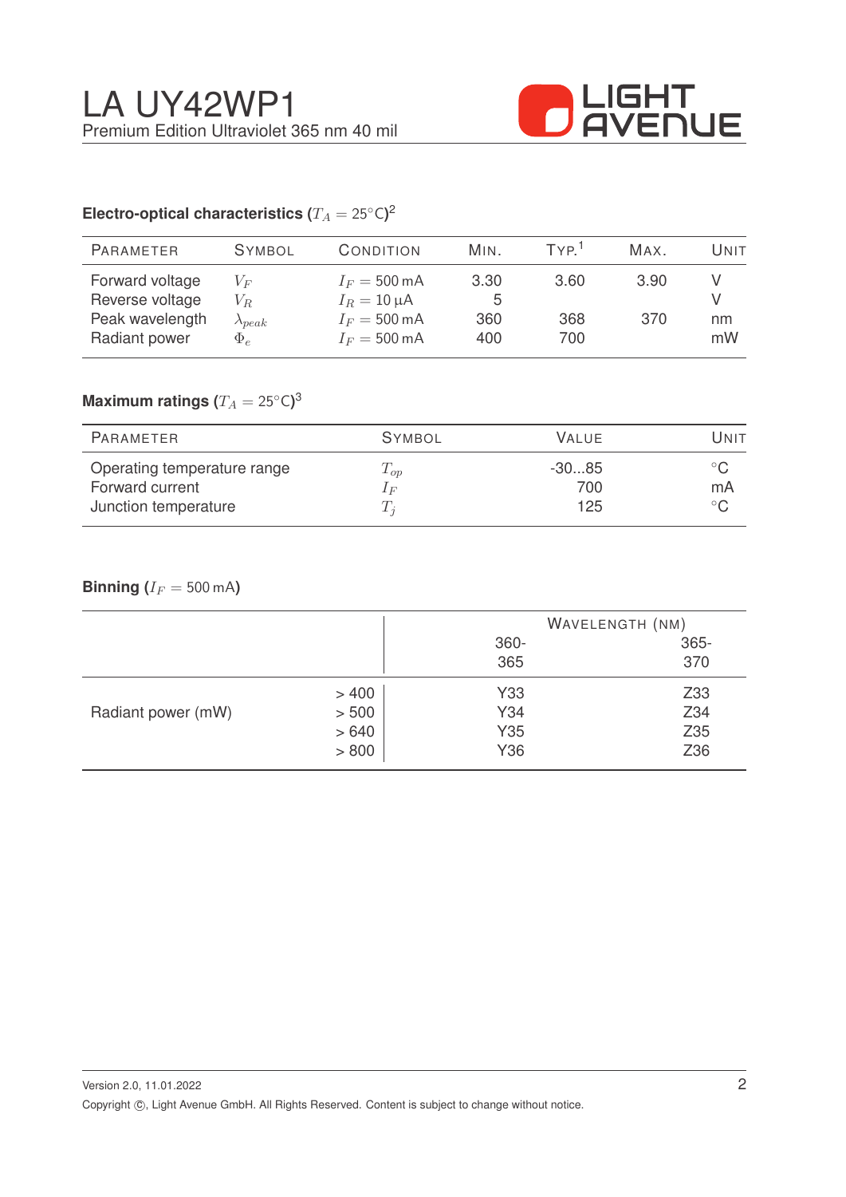## Electro-optical characteristics ($T_A = 25°C$)[2]

| Parameter | Symbol | Condition | Min. | Typ.[1] | Max. | Unit |
|---|---|---|---|---|---|---|
| Forward voltage | $V_F$ | $I_F = 500\,mA$ | 3.30 | 3.60 | 3.90 | V |
| Reverse voltage | $V_R$ | $I_R = 10\,\mu A$ | 5 | | | V |
| Peak wavelength | $\lambda_{peak}$ | $I_F = 500\,mA$ | 360 | 368 | 370 | nm |
| Radiant power | $\Phi_e$ | $I_F = 500\,mA$ | 400 | 700 | | mW |

## Maximum ratings ($T_A = 25°C$)[3]

| Parameter | Symbol | Value | Unit |
|---|---|---|---|
| Operating temperature range | $T_{op}$ | -30...85 | °C |
| Forward current | $I_F$ | 700 | mA |
| Junction temperature | $T_j$ | 125 | °C |

## Binning ($I_F = 500\,mA$)

| | | Wavelength (nm) | |
|---|---|---|---|
| | | 360-365 | 365-370 |
| Radiant power (mW) | > 400 | Y33 | Z33 |
| | > 500 | Y34 | Z34 |
| | > 640 | Y35 | Z35 |
| | > 800 | Y36 | Z36 |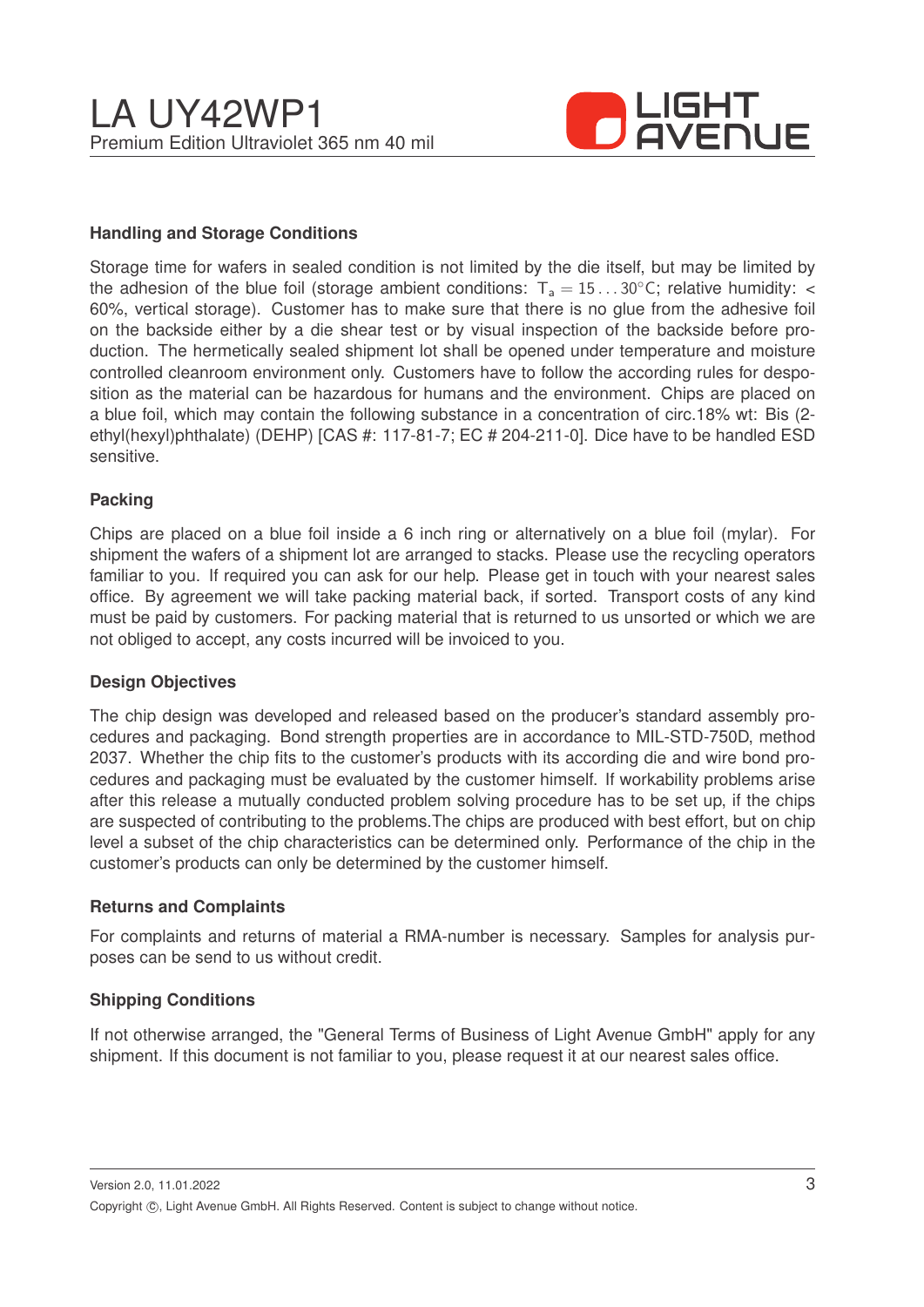## Handling and Storage Conditions

Storage time for wafers in sealed condition is not limited by the die itself, but may be limited by the adhesion of the blue foil (storage ambient conditions: $T_a = 15 \ldots 30°C$; relative humidity: < 60%, vertical storage). Customer has to make sure that there is no glue from the adhesive foil on the backside either by a die shear test or by visual inspection of the backside before production. The hermetically sealed shipment lot shall be opened under temperature and moisture controlled cleanroom environment only. Customers have to follow the according rules for desposition as the material can be hazardous for humans and the environment. Chips are placed on a blue foil, which may contain the following substance in a concentration of circ.18% wt: Bis (2-ethyl(hexyl)phthalate) (DEHP) [CAS #: 117-81-7; EC # 204-211-0]. Dice have to be handled ESD sensitive.

## Packing

Chips are placed on a blue foil inside a 6 inch ring or alternatively on a blue foil (mylar). For shipment the wafers of a shipment lot are arranged to stacks. Please use the recycling operators familiar to you. If required you can ask for our help. Please get in touch with your nearest sales office. By agreement we will take packing material back, if sorted. Transport costs of any kind must be paid by customers. For packing material that is returned to us unsorted or which we are not obliged to accept, any costs incurred will be invoiced to you.

## Design Objectives

The chip design was developed and released based on the producer's standard assembly procedures and packaging. Bond strength properties are in accordance to MIL-STD-750D, method 2037. Whether the chip fits to the customer's products with its according die and wire bond procedures and packaging must be evaluated by the customer himself. If workability problems arise after this release a mutually conducted problem solving procedure has to be set up, if the chips are suspected of contributing to the problems.The chips are produced with best effort, but on chip level a subset of the chip characteristics can be determined only. Performance of the chip in the customer's products can only be determined by the customer himself.

## Returns and Complaints

For complaints and returns of material a RMA-number is necessary. Samples for analysis purposes can be send to us without credit.

## Shipping Conditions

If not otherwise arranged, the "General Terms of Business of Light Avenue GmbH" apply for any shipment. If this document is not familiar to you, please request it at our nearest sales office.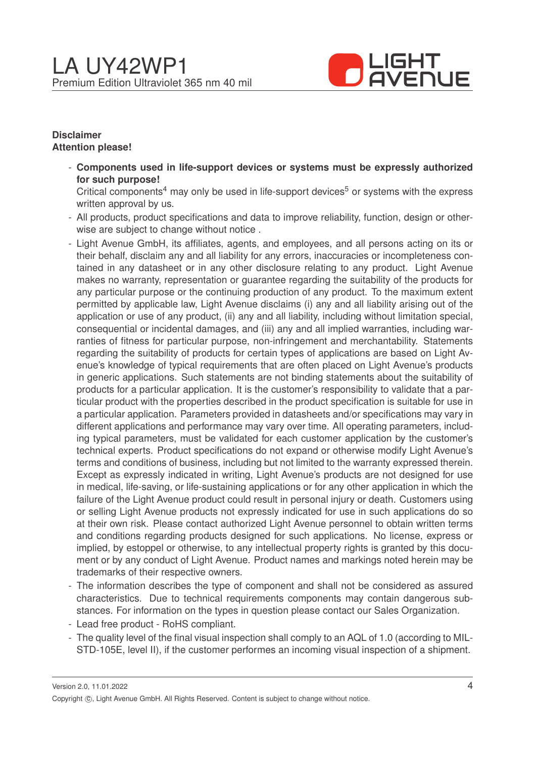**Disclaimer**
**Attention please!**

- **Components used in life-support devices or systems must be expressly authorized for such purpose!**
  Critical components[4] may only be used in life-support devices[5] or systems with the express written approval by us.
- All products, product specifications and data to improve reliability, function, design or otherwise are subject to change without notice .
- Light Avenue GmbH, its affiliates, agents, and employees, and all persons acting on its or their behalf, disclaim any and all liability for any errors, inaccuracies or incompleteness contained in any datasheet or in any other disclosure relating to any product. Light Avenue makes no warranty, representation or guarantee regarding the suitability of the products for any particular purpose or the continuing production of any product. To the maximum extent permitted by applicable law, Light Avenue disclaims (i) any and all liability arising out of the application or use of any product, (ii) any and all liability, including without limitation special, consequential or incidental damages, and (iii) any and all implied warranties, including warranties of fitness for particular purpose, non-infringement and merchantability. Statements regarding the suitability of products for certain types of applications are based on Light Avenue's knowledge of typical requirements that are often placed on Light Avenue's products in generic applications. Such statements are not binding statements about the suitability of products for a particular application. It is the customer's responsibility to validate that a particular product with the properties described in the product specification is suitable for use in a particular application. Parameters provided in datasheets and/or specifications may vary in different applications and performance may vary over time. All operating parameters, including typical parameters, must be validated for each customer application by the customer's technical experts. Product specifications do not expand or otherwise modify Light Avenue's terms and conditions of business, including but not limited to the warranty expressed therein. Except as expressly indicated in writing, Light Avenue's products are not designed for use in medical, life-saving, or life-sustaining applications or for any other application in which the failure of the Light Avenue product could result in personal injury or death. Customers using or selling Light Avenue products not expressly indicated for use in such applications do so at their own risk. Please contact authorized Light Avenue personnel to obtain written terms and conditions regarding products designed for such applications. No license, express or implied, by estoppel or otherwise, to any intellectual property rights is granted by this document or by any conduct of Light Avenue. Product names and markings noted herein may be trademarks of their respective owners.
- The information describes the type of component and shall not be considered as assured characteristics. Due to technical requirements components may contain dangerous substances. For information on the types in question please contact our Sales Organization.
- Lead free product - RoHS compliant.
- The quality level of the final visual inspection shall comply to an AQL of 1.0 (according to MIL-STD-105E, level II), if the customer performes an incoming visual inspection of a shipment.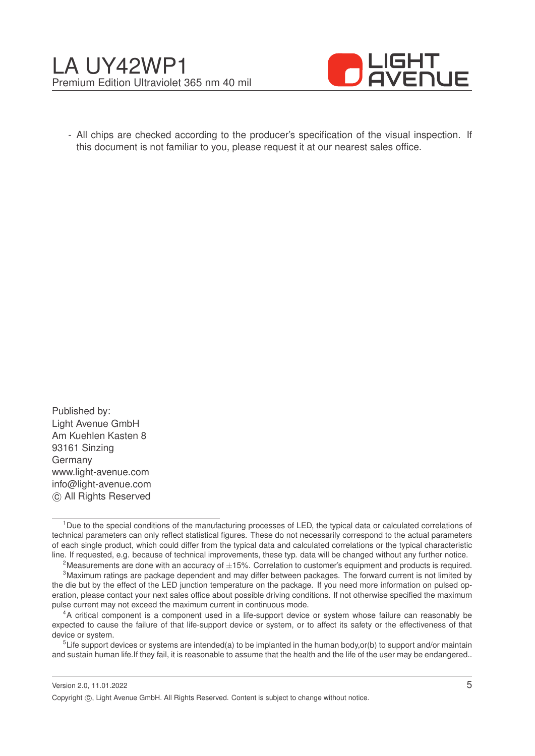- All chips are checked according to the producer's specification of the visual inspection. If this document is not familiar to you, please request it at our nearest sales office.

Published by:
Light Avenue GmbH
Am Kuehlen Kasten 8
93161 Sinzing
Germany
www.light-avenue.com
info@light-avenue.com
© All Rights Reserved

[1] Due to the special conditions of the manufacturing processes of LED, the typical data or calculated correlations of technical parameters can only reflect statistical figures. These do not necessarily correspond to the actual parameters of each single product, which could differ from the typical data and calculated correlations or the typical characteristic line. If requested, e.g. because of technical improvements, these typ. data will be changed without any further notice.

[2] Measurements are done with an accuracy of $\pm15\%$. Correlation to customer's equipment and products is required.

[3] Maximum ratings are package dependent and may differ between packages. The forward current is not limited by the die but by the effect of the LED junction temperature on the package. If you need more information on pulsed operation, please contact your next sales office about possible driving conditions. If not otherwise specified the maximum pulse current may not exceed the maximum current in continuous mode.

[4] A critical component is a component used in a life-support device or system whose failure can reasonably be expected to cause the failure of that life-support device or system, or to affect its safety or the effectiveness of that device or system.

[5] Life support devices or systems are intended(a) to be implanted in the human body,or(b) to support and/or maintain and sustain human life.If they fail, it is reasonable to assume that the health and the life of the user may be endangered..

Version 2.0, 11.01.2022

Copyright ©, Light Avenue GmbH. All Rights Reserved. Content is subject to change without notice.